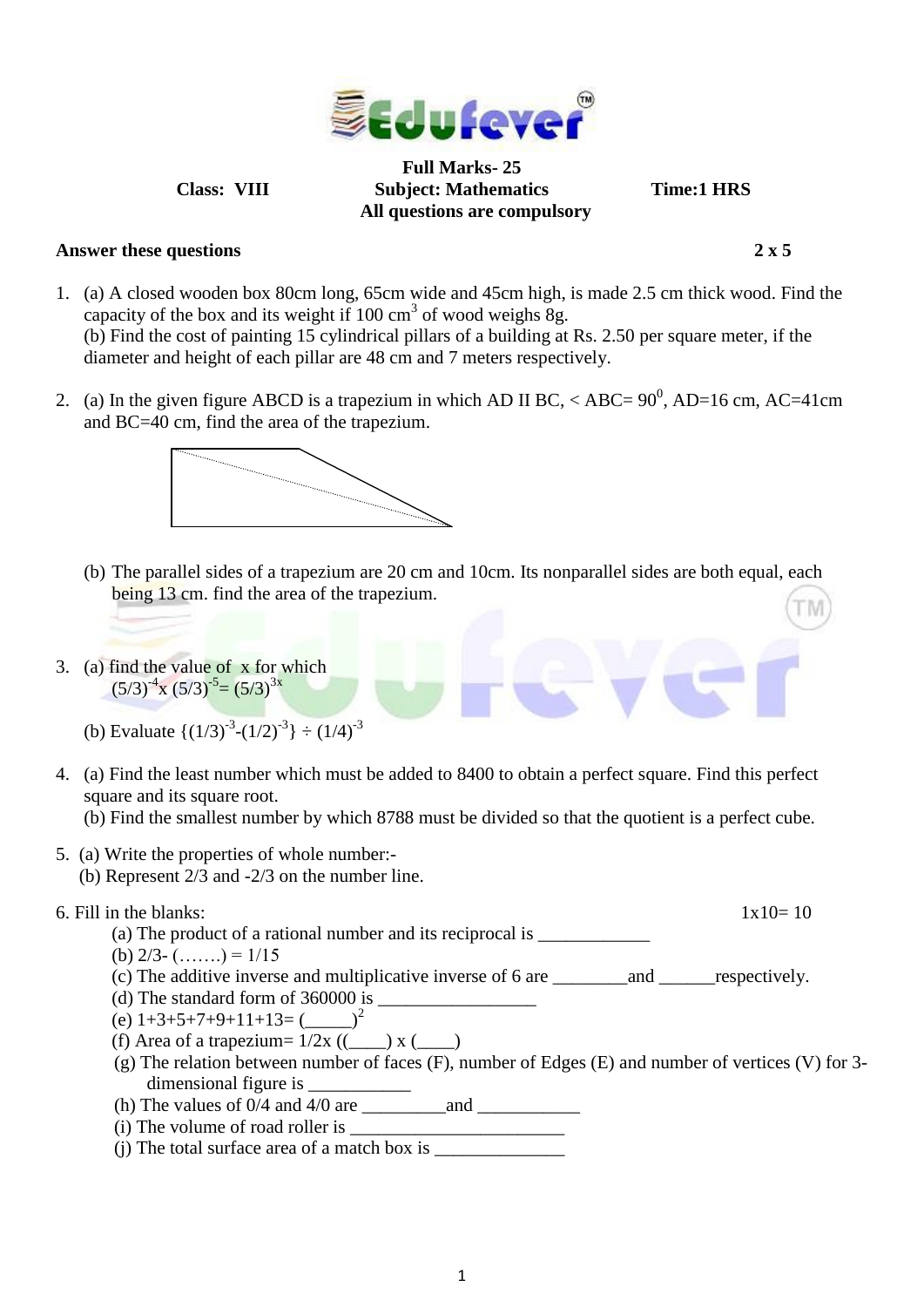**Full Marks- 25**

**Class: VIII** **Subject: Mathematics** **Time:1 HRS**

**All questions are compulsory**

**Answer these questions** **2 x 5**

1. (a) A closed wooden box 80cm long, 65cm wide and 45cm high, is made 2.5 cm thick wood. Find the capacity of the box and its weight if 100 $cm^3$ of wood weighs 8g.
   (b) Find the cost of painting 15 cylindrical pillars of a building at Rs. 2.50 per square meter, if the diameter and height of each pillar are 48 cm and 7 meters respectively.

2. (a) In the given figure ABCD is a trapezium in which AD II BC, < ABC= $90^0$, AD=16 cm, AC=41cm and BC=40 cm, find the area of the trapezium.

   (b) The parallel sides of a trapezium are 20 cm and 10cm. Its nonparallel sides are both equal, each being 13 cm. find the area of the trapezium.

3. (a) find the value of x for which
   $(5/3)^{-4} x (5/3)^{-5} = (5/3)^{3x}$

   (b) Evaluate $\{(1/3)^{-3}-(1/2)^{-3}\} \div (1/4)^{-3}$

4. (a) Find the least number which must be added to 8400 to obtain a perfect square. Find this perfect square and its square root.
   (b) Find the smallest number by which 8788 must be divided so that the quotient is a perfect cube.

5. (a) Write the properties of whole number:-
   (b) Represent 2/3 and -2/3 on the number line.

6. Fill in the blanks: 1x10= 10
   (a) The product of a rational number and its reciprocal is ____________
   (b) 2/3- (…….) = 1/15
   (c) The additive inverse and multiplicative inverse of 6 are ________and ______respectively.
   (d) The standard form of 360000 is _________________
   (e) 1+3+5+7+9+11+13= $(\_\_\_\_\_)^2$
   (f) Area of a trapezium= 1/2x ((____) x (____)
   (g) The relation between number of faces (F), number of Edges (E) and number of vertices (V) for 3-dimensional figure is ___________
   (h) The values of 0/4 and 4/0 are _________and ___________
   (i) The volume of road roller is ________________________
   (j) The total surface area of a match box is ______________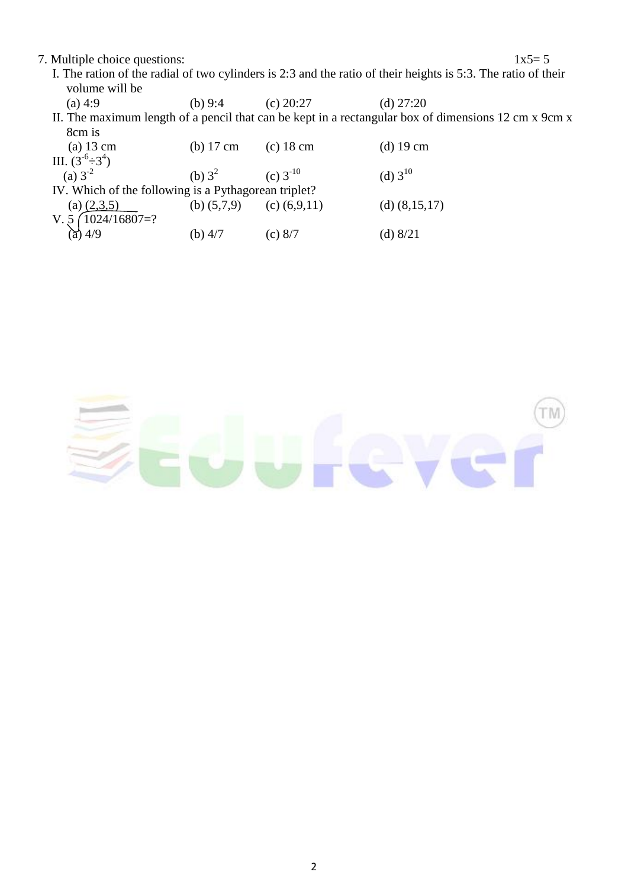7. Multiple choice questions: 1x5= 5

I. The ration of the radial of two cylinders is 2:3 and the ratio of their heights is 5:3. The ratio of their volume will be

(a) 4:9 (b) 9:4 (c) 20:27 (d) 27:20

II. The maximum length of a pencil that can be kept in a rectangular box of dimensions 12 cm x 9cm x 8cm is

(a) 13 cm (b) 17 cm (c) 18 cm (d) 19 cm

III. $(3^{-6} \div 3^{4})$

(a) $3^{-2}$ (b) $3^{2}$ (c) $3^{-10}$ (d) $3^{10}$

IV. Which of the following is a Pythagorean triplet?

(a) (2,3,5) (b) (5,7,9) (c) (6,9,11) (d) (8,15,17)

V. $\sqrt[5]{1024/16807}$=?

(a) 4/9 (b) 4/7 (c) 8/7 (d) 8/21